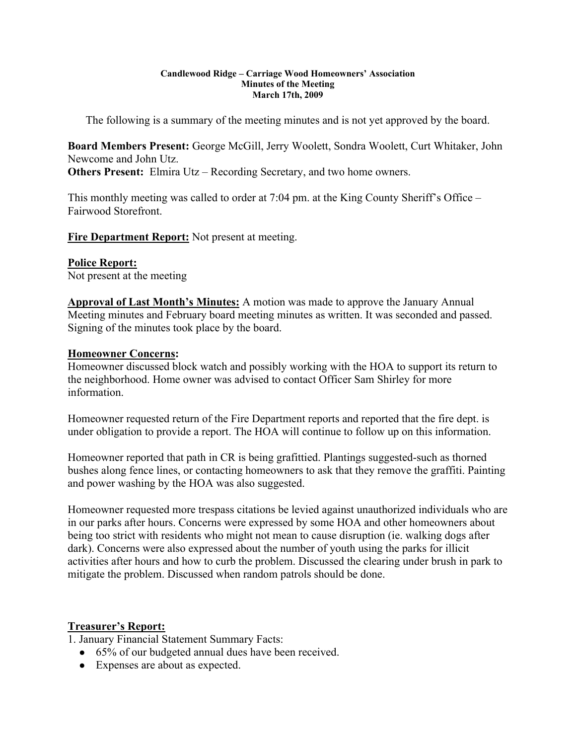**Candlewood Ridge – Carriage Wood Homeowners' Association**
**Minutes of the Meeting**
**March 17th, 2009**

The following is a summary of the meeting minutes and is not yet approved by the board.

**Board Members Present:** George McGill, Jerry Woolett, Sondra Woolett, Curt Whitaker, John Newcome and John Utz.
**Others Present:** Elmira Utz – Recording Secretary, and two home owners.

This monthly meeting was called to order at 7:04 pm. at the King County Sheriff's Office – Fairwood Storefront.

**Fire Department Report:** Not present at meeting.

**Police Report:**
Not present at the meeting

**Approval of Last Month's Minutes:** A motion was made to approve the January Annual Meeting minutes and February board meeting minutes as written. It was seconded and passed. Signing of the minutes took place by the board.

**Homeowner Concerns:**
Homeowner discussed block watch and possibly working with the HOA to support its return to the neighborhood. Home owner was advised to contact Officer Sam Shirley for more information.

Homeowner requested return of the Fire Department reports and reported that the fire dept. is under obligation to provide a report. The HOA will continue to follow up on this information.

Homeowner reported that path in CR is being grafittied. Plantings suggested-such as thorned bushes along fence lines, or contacting homeowners to ask that they remove the graffiti. Painting and power washing by the HOA was also suggested.

Homeowner requested more trespass citations be levied against unauthorized individuals who are in our parks after hours. Concerns were expressed by some HOA and other homeowners about being too strict with residents who might not mean to cause disruption (ie. walking dogs after dark). Concerns were also expressed about the number of youth using the parks for illicit activities after hours and how to curb the problem. Discussed the clearing under brush in park to mitigate the problem. Discussed when random patrols should be done.

**Treasurer's Report:**
1. January Financial Statement Summary Facts:
- 65% of our budgeted annual dues have been received.
- Expenses are about as expected.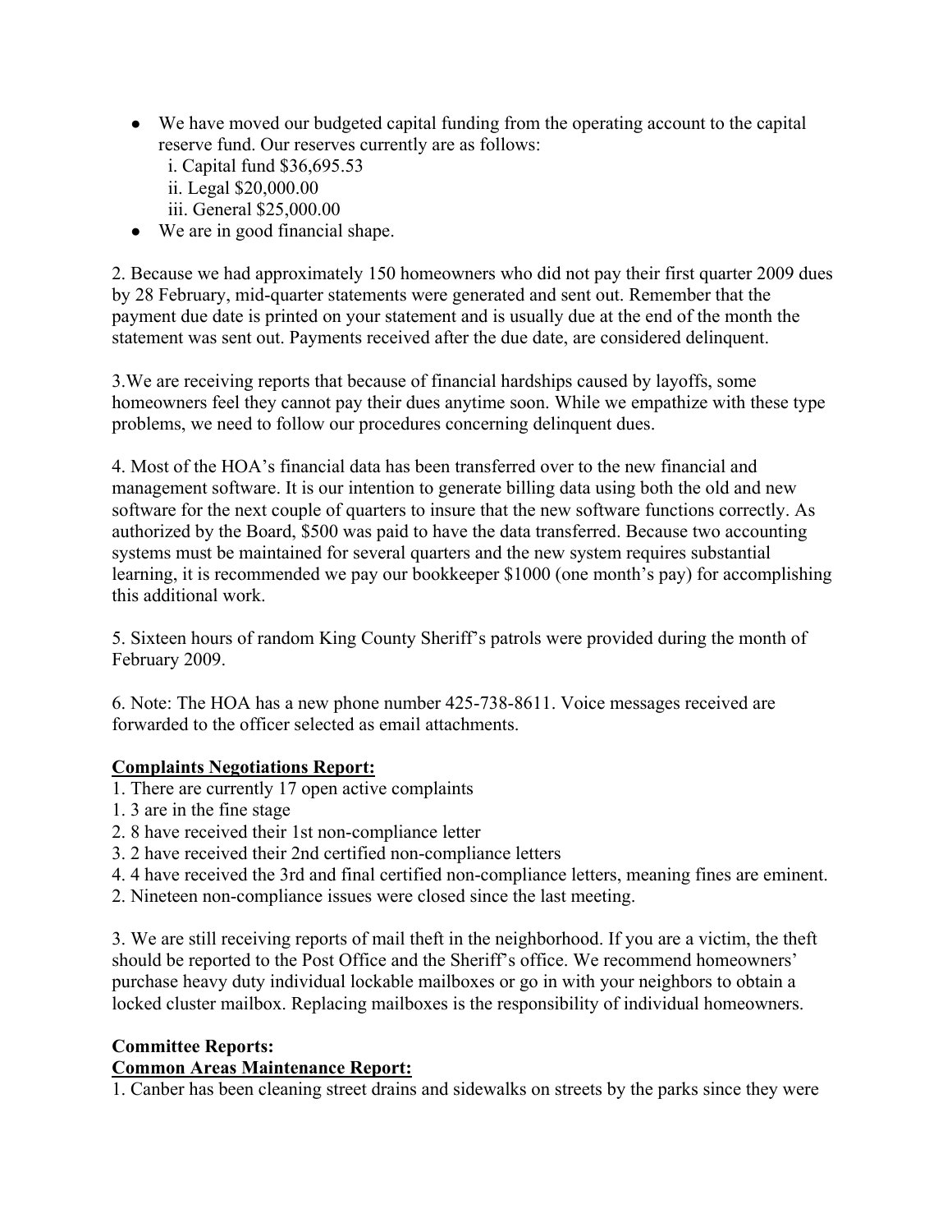- We have moved our budgeted capital funding from the operating account to the capital reserve fund. Our reserves currently are as follows:
  - i. Capital fund $36,695.53
  - ii. Legal $20,000.00
  - iii. General $25,000.00
- We are in good financial shape.

2. Because we had approximately 150 homeowners who did not pay their first quarter 2009 dues by 28 February, mid-quarter statements were generated and sent out. Remember that the payment due date is printed on your statement and is usually due at the end of the month the statement was sent out. Payments received after the due date, are considered delinquent.

3.We are receiving reports that because of financial hardships caused by layoffs, some homeowners feel they cannot pay their dues anytime soon. While we empathize with these type problems, we need to follow our procedures concerning delinquent dues.

4. Most of the HOA's financial data has been transferred over to the new financial and management software. It is our intention to generate billing data using both the old and new software for the next couple of quarters to insure that the new software functions correctly. As authorized by the Board, $500 was paid to have the data transferred. Because two accounting systems must be maintained for several quarters and the new system requires substantial learning, it is recommended we pay our bookkeeper $1000 (one month's pay) for accomplishing this additional work.

5. Sixteen hours of random King County Sheriff's patrols were provided during the month of February 2009.

6. Note: The HOA has a new phone number 425-738-8611. Voice messages received are forwarded to the officer selected as email attachments.

**<u>Complaints Negotiations Report:</u>**

1. There are currently 17 open active complaints
   1. 3 are in the fine stage
   2. 8 have received their 1st non-compliance letter
   3. 2 have received their 2nd certified non-compliance letters
   4. 4 have received the 3rd and final certified non-compliance letters, meaning fines are eminent.
2. Nineteen non-compliance issues were closed since the last meeting.

3. We are still receiving reports of mail theft in the neighborhood. If you are a victim, the theft should be reported to the Post Office and the Sheriff's office. We recommend homeowners' purchase heavy duty individual lockable mailboxes or go in with your neighbors to obtain a locked cluster mailbox. Replacing mailboxes is the responsibility of individual homeowners.

**Committee Reports:**

**<u>Common Areas Maintenance Report:</u>**

1. Canber has been cleaning street drains and sidewalks on streets by the parks since they were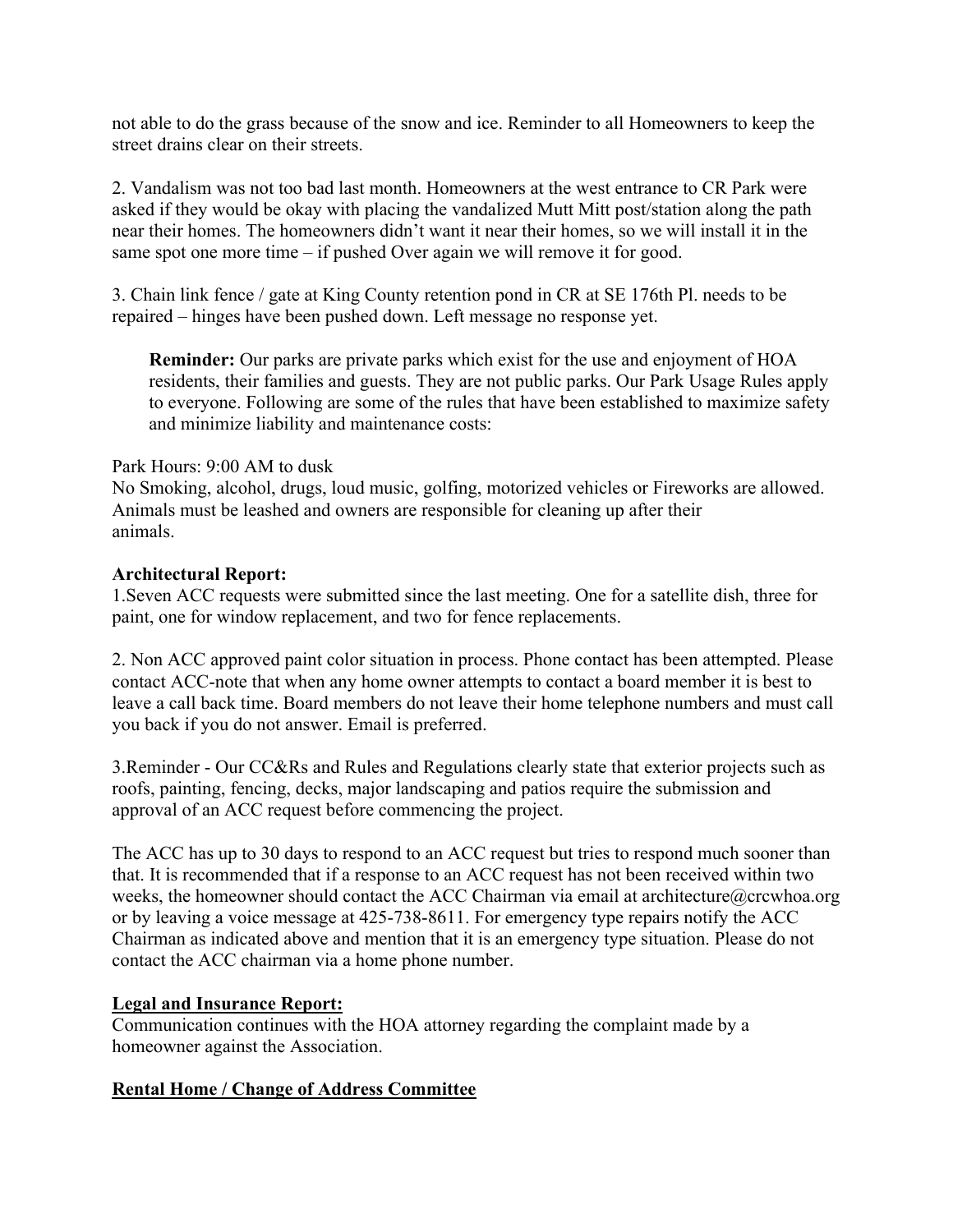not able to do the grass because of the snow and ice. Reminder to all Homeowners to keep the street drains clear on their streets.

2. Vandalism was not too bad last month. Homeowners at the west entrance to CR Park were asked if they would be okay with placing the vandalized Mutt Mitt post/station along the path near their homes. The homeowners didn't want it near their homes, so we will install it in the same spot one more time – if pushed Over again we will remove it for good.

3. Chain link fence / gate at King County retention pond in CR at SE 176th Pl. needs to be repaired – hinges have been pushed down. Left message no response yet.

> **Reminder:** Our parks are private parks which exist for the use and enjoyment of HOA residents, their families and guests. They are not public parks. Our Park Usage Rules apply to everyone. Following are some of the rules that have been established to maximize safety and minimize liability and maintenance costs:

Park Hours: 9:00 AM to dusk
No Smoking, alcohol, drugs, loud music, golfing, motorized vehicles or Fireworks are allowed.
Animals must be leashed and owners are responsible for cleaning up after their animals.

**Architectural Report:**

1.Seven ACC requests were submitted since the last meeting. One for a satellite dish, three for paint, one for window replacement, and two for fence replacements.

2. Non ACC approved paint color situation in process. Phone contact has been attempted. Please contact ACC-note that when any home owner attempts to contact a board member it is best to leave a call back time. Board members do not leave their home telephone numbers and must call you back if you do not answer. Email is preferred.

3.Reminder - Our CC&Rs and Rules and Regulations clearly state that exterior projects such as roofs, painting, fencing, decks, major landscaping and patios require the submission and approval of an ACC request before commencing the project.

The ACC has up to 30 days to respond to an ACC request but tries to respond much sooner than that. It is recommended that if a response to an ACC request has not been received within two weeks, the homeowner should contact the ACC Chairman via email at architecture@crcwhoa.org or by leaving a voice message at 425-738-8611. For emergency type repairs notify the ACC Chairman as indicated above and mention that it is an emergency type situation. Please do not contact the ACC chairman via a home phone number.

**Legal and Insurance Report:**

Communication continues with the HOA attorney regarding the complaint made by a homeowner against the Association.

**Rental Home / Change of Address Committee**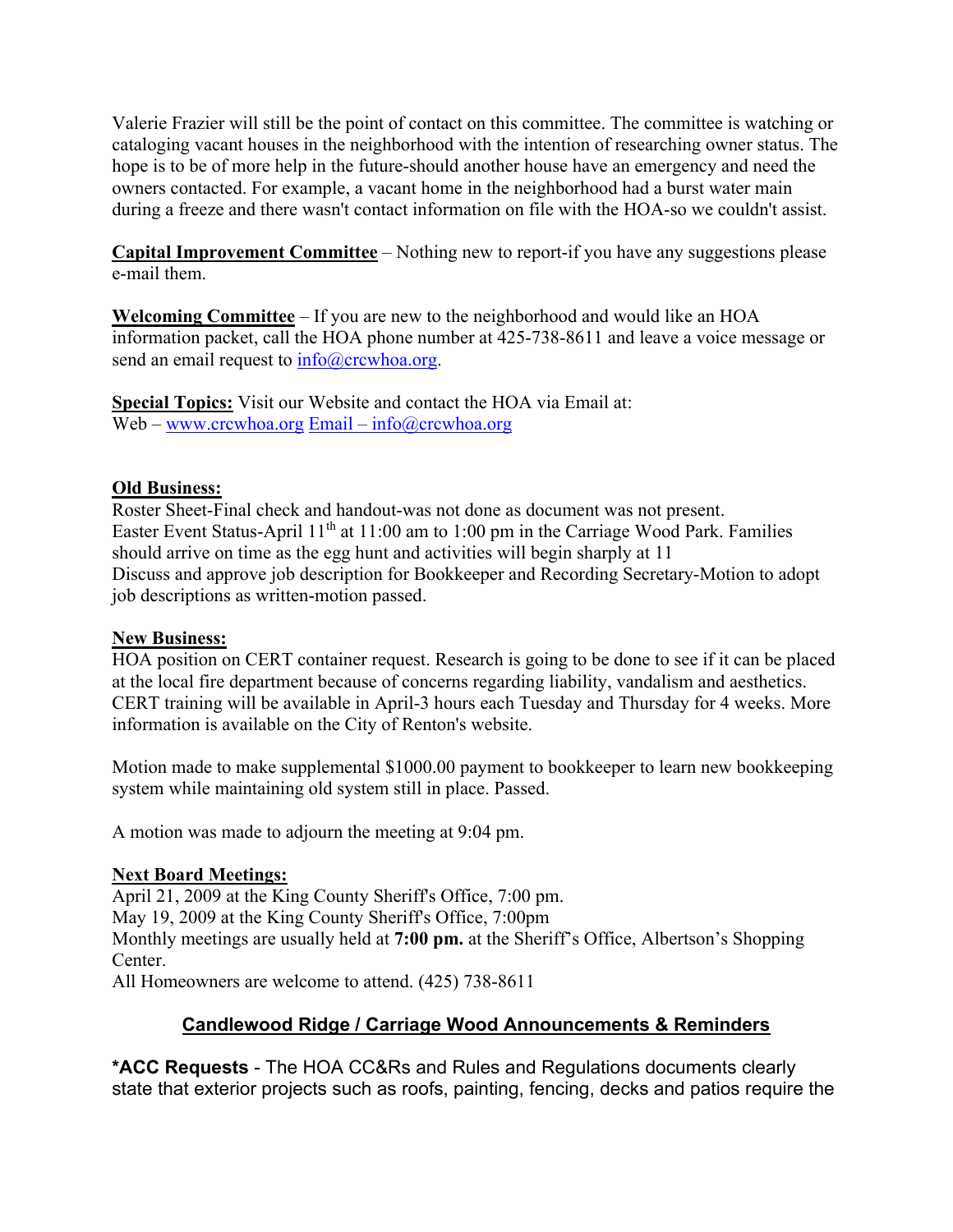Valerie Frazier will still be the point of contact on this committee. The committee is watching or cataloging vacant houses in the neighborhood with the intention of researching owner status. The hope is to be of more help in the future-should another house have an emergency and need the owners contacted. For example, a vacant home in the neighborhood had a burst water main during a freeze and there wasn't contact information on file with the HOA-so we couldn't assist.

**Capital Improvement Committee** – Nothing new to report-if you have any suggestions please e-mail them.

**Welcoming Committee** – If you are new to the neighborhood and would like an HOA information packet, call the HOA phone number at 425-738-8611 and leave a voice message or send an email request to info@crcwhoa.org.

**Special Topics:** Visit our Website and contact the HOA via Email at:
Web – www.crcwhoa.org Email – info@crcwhoa.org

**Old Business:**
Roster Sheet-Final check and handout-was not done as document was not present.
Easter Event Status-April 11th at 11:00 am to 1:00 pm in the Carriage Wood Park. Families should arrive on time as the egg hunt and activities will begin sharply at 11
Discuss and approve job description for Bookkeeper and Recording Secretary-Motion to adopt job descriptions as written-motion passed.

**New Business:**
HOA position on CERT container request. Research is going to be done to see if it can be placed at the local fire department because of concerns regarding liability, vandalism and aesthetics. CERT training will be available in April-3 hours each Tuesday and Thursday for 4 weeks. More information is available on the City of Renton's website.

Motion made to make supplemental $1000.00 payment to bookkeeper to learn new bookkeeping system while maintaining old system still in place. Passed.

A motion was made to adjourn the meeting at 9:04 pm.

**Next Board Meetings:**
April 21, 2009 at the King County Sheriff's Office, 7:00 pm.
May 19, 2009 at the King County Sheriff's Office, 7:00pm
Monthly meetings are usually held at **7:00 pm.** at the Sheriff's Office, Albertson's Shopping Center.
All Homeowners are welcome to attend. (425) 738-8611

## Candlewood Ridge / Carriage Wood Announcements & Reminders

***ACC Requests** - The HOA CC&Rs and Rules and Regulations documents clearly state that exterior projects such as roofs, painting, fencing, decks and patios require the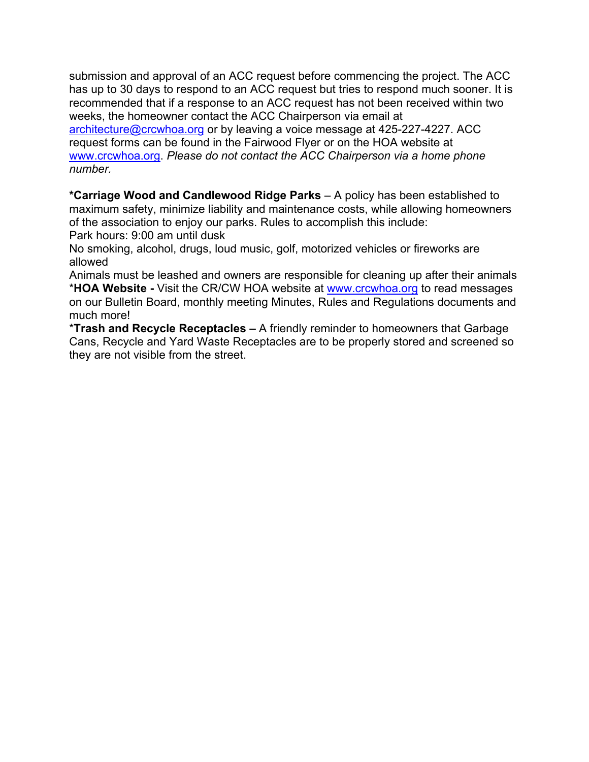submission and approval of an ACC request before commencing the project. The ACC has up to 30 days to respond to an ACC request but tries to respond much sooner. It is recommended that if a response to an ACC request has not been received within two weeks, the homeowner contact the ACC Chairperson via email at architecture@crcwhoa.org or by leaving a voice message at 425-227-4227. ACC request forms can be found in the Fairwood Flyer or on the HOA website at www.crcwhoa.org. *Please do not contact the ACC Chairperson via a home phone number.*

***Carriage Wood and Candlewood Ridge Parks** – A policy has been established to maximum safety, minimize liability and maintenance costs, while allowing homeowners of the association to enjoy our parks. Rules to accomplish this include:
Park hours: 9:00 am until dusk
No smoking, alcohol, drugs, loud music, golf, motorized vehicles or fireworks are allowed
Animals must be leashed and owners are responsible for cleaning up after their animals
*__HOA Website -__ Visit the CR/CW HOA website at www.crcwhoa.org to read messages on our Bulletin Board, monthly meeting Minutes, Rules and Regulations documents and much more!
*__Trash and Recycle Receptacles –__ A friendly reminder to homeowners that Garbage Cans, Recycle and Yard Waste Receptacles are to be properly stored and screened so they are not visible from the street.